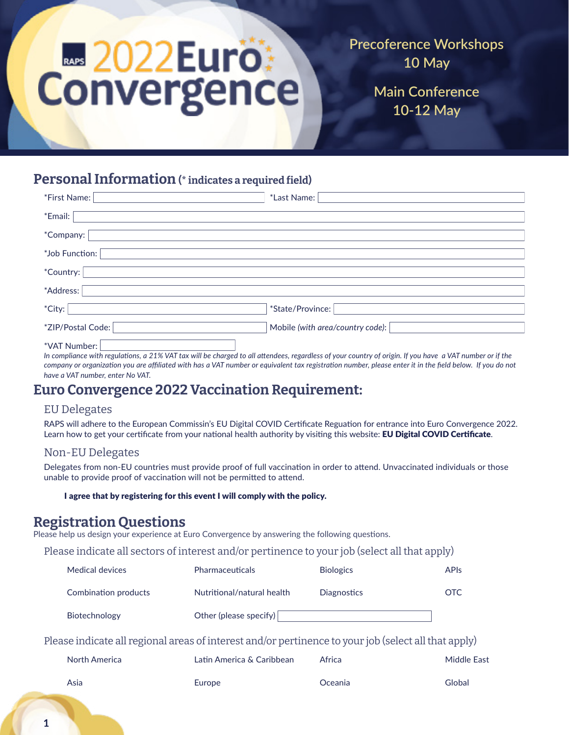# RAPS 2022 Euro Convergence

Precoference Workshops
10 May

Main Conference
10-12 May

## Personal Information (* indicates a required field)

*First Name: ______ *Last Name: ______

*Email: ______

*Company: ______

*Job Function: ______

*Country: ______

*Address: ______

*City: ______ *State/Province: ______

*ZIP/Postal Code: ______ Mobile *(with area/country code)*: ______

*VAT Number: ______

*In compliance with regulations, a 21% VAT tax will be charged to all attendees, regardless of your country of origin. If you have a VAT number or if the company or organization you are affiliated with has a VAT number or equivalent tax registration number, please enter it in the field below. If you do not have a VAT number, enter No VAT.*

## Euro Convergence 2022 Vaccination Requirement:

### EU Delegates

RAPS will adhere to the European Commissin's EU Digital COVID Certificate Reguation for entrance into Euro Convergence 2022. Learn how to get your certificate from your national health authority by visiting this website: **EU Digital COVID Certificate**.

### Non-EU Delegates

Delegates from non-EU countries must provide proof of full vaccination in order to attend. Unvaccinated individuals or those unable to provide proof of vaccination will not be permitted to attend.

**I agree that by registering for this event I will comply with the policy.**

## Registration Questions

Please help us design your experience at Euro Convergence by answering the following questions.

### Please indicate all sectors of interest and/or pertinence to your job (select all that apply)

- Medical devices
- Pharmaceuticals
- Biologics
- APIs
- Combination products
- Nutritional/natural health
- Diagnostics
- OTC
- Biotechnology
- Other (please specify) ______

### Please indicate all regional areas of interest and/or pertinence to your job (select all that apply)

- North America
- Latin America & Caribbean
- Africa
- Middle East
- Asia
- Europe
- Oceania
- Global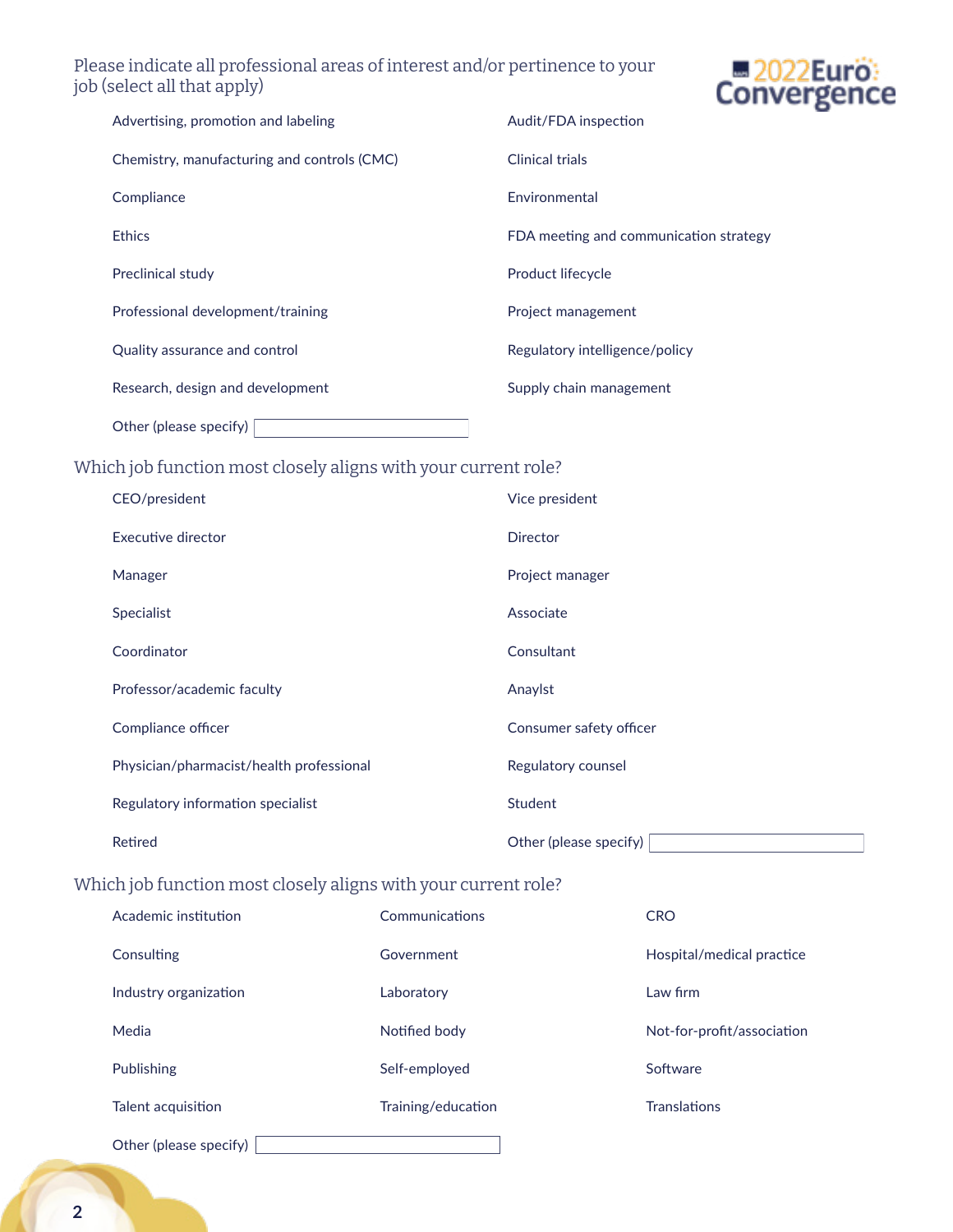Please indicate all professional areas of interest and/or pertinence to your job (select all that apply)

- Advertising, promotion and labeling
- Audit/FDA inspection
- Chemistry, manufacturing and controls (CMC)
- Clinical trials
- Compliance
- Environmental
- Ethics
- FDA meeting and communication strategy
- Preclinical study
- Product lifecycle
- Professional development/training
- Project management
- Quality assurance and control
- Regulatory intelligence/policy
- Research, design and development
- Supply chain management
- Other (please specify) ____________

Which job function most closely aligns with your current role?

- CEO/president
- Vice president
- Executive director
- Director
- Manager
- Project manager
- Specialist
- Associate
- Coordinator
- Consultant
- Professor/academic faculty
- Anaylst
- Compliance officer
- Consumer safety officer
- Physician/pharmacist/health professional
- Regulatory counsel
- Regulatory information specialist
- Student
- Retired
- Other (please specify) ____________

Which job function most closely aligns with your current role?

- Academic institution
- Communications
- CRO
- Consulting
- Government
- Hospital/medical practice
- Industry organization
- Laboratory
- Law firm
- Media
- Notified body
- Not-for-profit/association
- Publishing
- Self-employed
- Software
- Talent acquisition
- Training/education
- Translations
- Other (please specify) ____________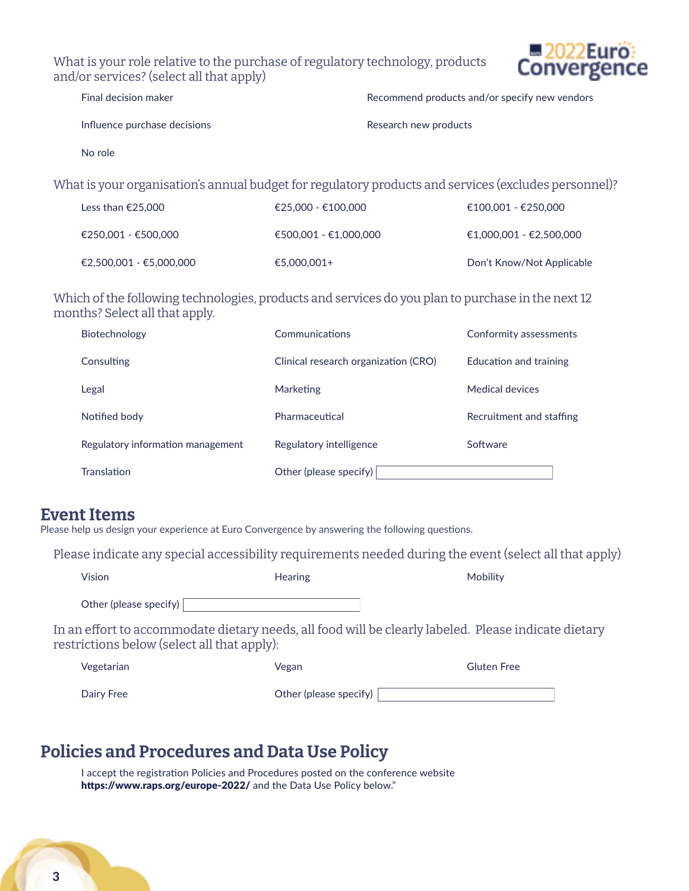What is your role relative to the purchase of regulatory technology, products and/or services? (select all that apply)

- Final decision maker
- Recommend products and/or specify new vendors
- Influence purchase decisions
- Research new products
- No role

What is your organisation's annual budget for regulatory products and services (excludes personnel)?

- Less than €25,000
- €25,000 - €100,000
- €100,001 - €250,000
- €250,001 - €500,000
- €500,001 - €1,000,000
- €1,000,001 - €2,500,000
- €2,500,001 - €5,000,000
- €5,000,001+
- Don't Know/Not Applicable

Which of the following technologies, products and services do you plan to purchase in the next 12 months? Select all that apply.

- Biotechnology
- Communications
- Conformity assessments
- Consulting
- Clinical research organization (CRO)
- Education and training
- Legal
- Marketing
- Medical devices
- Notified body
- Pharmaceutical
- Recruitment and staffing
- Regulatory information management
- Regulatory intelligence
- Software
- Translation
- Other (please specify) ____________

## Event Items

Please help us design your experience at Euro Convergence by answering the following questions.

Please indicate any special accessibility requirements needed during the event (select all that apply)

- Vision
- Hearing
- Mobility
- Other (please specify) ____________

In an effort to accommodate dietary needs, all food will be clearly labeled. Please indicate dietary restrictions below (select all that apply):

- Vegetarian
- Vegan
- Gluten Free
- Dairy Free
- Other (please specify) ____________

## Policies and Procedures and Data Use Policy

I accept the registration Policies and Procedures posted on the conference website **https://www.raps.org/europe-2022/** and the Data Use Policy below."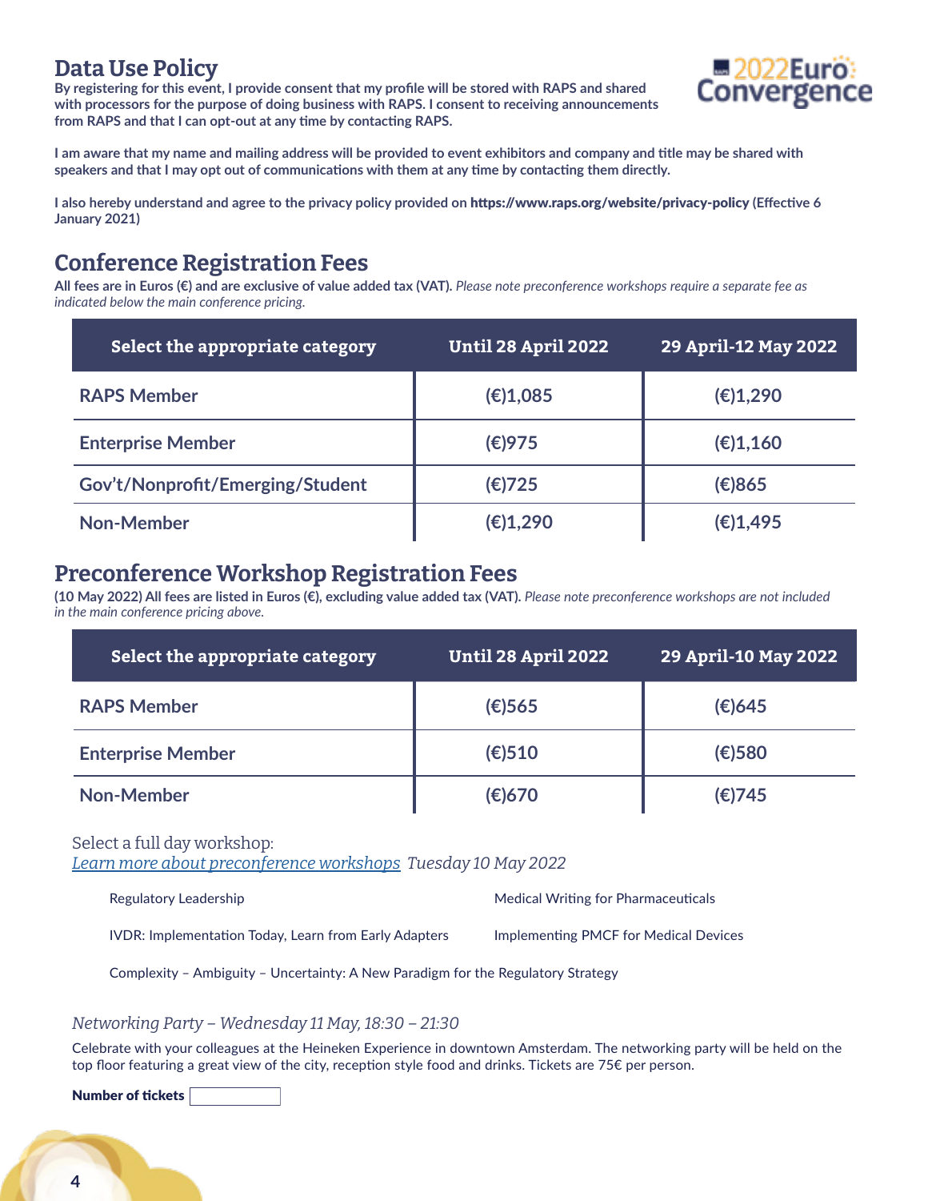## Data Use Policy

**By registering for this event, I provide consent that my profile will be stored with RAPS and shared with processors for the purpose of doing business with RAPS. I consent to receiving announcements from RAPS and that I can opt-out at any time by contacting RAPS.**

**I am aware that my name and mailing address will be provided to event exhibitors and company and title may be shared with speakers and that I may opt out of communications with them at any time by contacting them directly.**

**I also hereby understand and agree to the privacy policy provided on https://www.raps.org/website/privacy-policy (Effective 6 January 2021)**

## Conference Registration Fees

**All fees are in Euros (€) and are exclusive of value added tax (VAT).** *Please note preconference workshops require a separate fee as indicated below the main conference pricing.*

| Select the appropriate category | Until 28 April 2022 | 29 April-12 May 2022 |
|---|---|---|
| RAPS Member | (€)1,085 | (€)1,290 |
| Enterprise Member | (€)975 | (€)1,160 |
| Gov't/Nonprofit/Emerging/Student | (€)725 | (€)865 |
| Non-Member | (€)1,290 | (€)1,495 |

## Preconference Workshop Registration Fees

**(10 May 2022) All fees are listed in Euros (€), excluding value added tax (VAT).** *Please note preconference workshops are not included in the main conference pricing above.*

| Select the appropriate category | Until 28 April 2022 | 29 April-10 May 2022 |
|---|---|---|
| RAPS Member | (€)565 | (€)645 |
| Enterprise Member | (€)510 | (€)580 |
| Non-Member | (€)670 | (€)745 |

Select a full day workshop:
*Learn more about preconference workshops* *Tuesday 10 May 2022*

- Regulatory Leadership
- Medical Writing for Pharmaceuticals
- IVDR: Implementation Today, Learn from Early Adapters
- Implementing PMCF for Medical Devices
- Complexity – Ambiguity – Uncertainty: A New Paradigm for the Regulatory Strategy

*Networking Party – Wednesday 11 May, 18:30 – 21:30*

Celebrate with your colleagues at the Heineken Experience in downtown Amsterdam. The networking party will be held on the top floor featuring a great view of the city, reception style food and drinks. Tickets are 75€ per person.

**Number of tickets** ______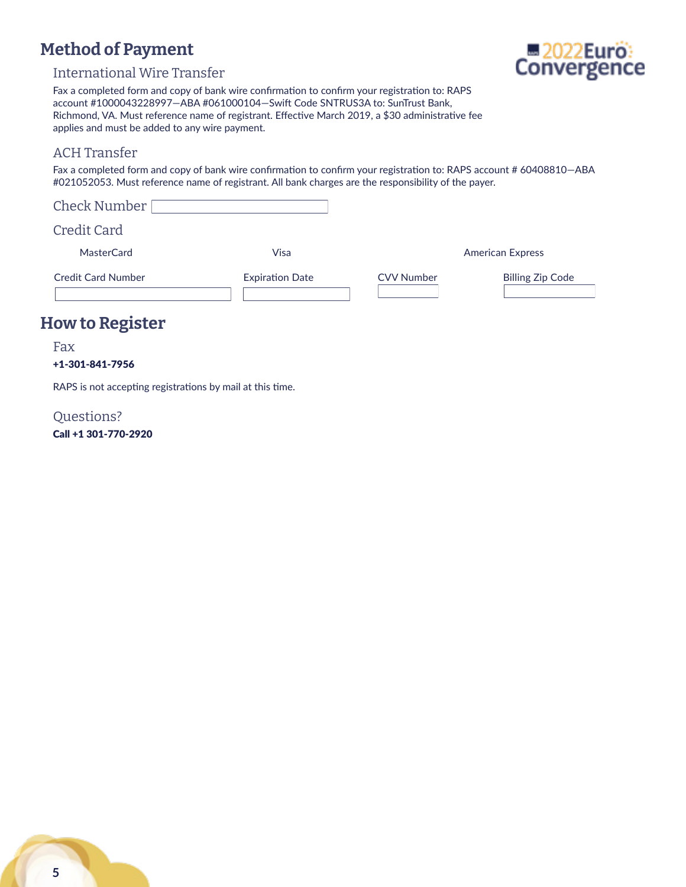## Method of Payment

### International Wire Transfer

Fax a completed form and copy of bank wire confirmation to confirm your registration to: RAPS account #1000043228997—ABA #061000104—Swift Code SNTRUS3A to: SunTrust Bank, Richmond, VA. Must reference name of registrant. Effective March 2019, a $30 administrative fee applies and must be added to any wire payment.

### ACH Transfer

Fax a completed form and copy of bank wire confirmation to confirm your registration to: RAPS account # 60408810—ABA #021052053. Must reference name of registrant. All bank charges are the responsibility of the payer.

### Check Number

### Credit Card

MasterCard

Visa

American Express

| Credit Card Number | Expiration Date | CVV Number | Billing Zip Code |
|---|---|---|---|
| | | | |

## How to Register

### Fax

**+1-301-841-7956**

RAPS is not accepting registrations by mail at this time.

### Questions?

**Call +1 301-770-2920**